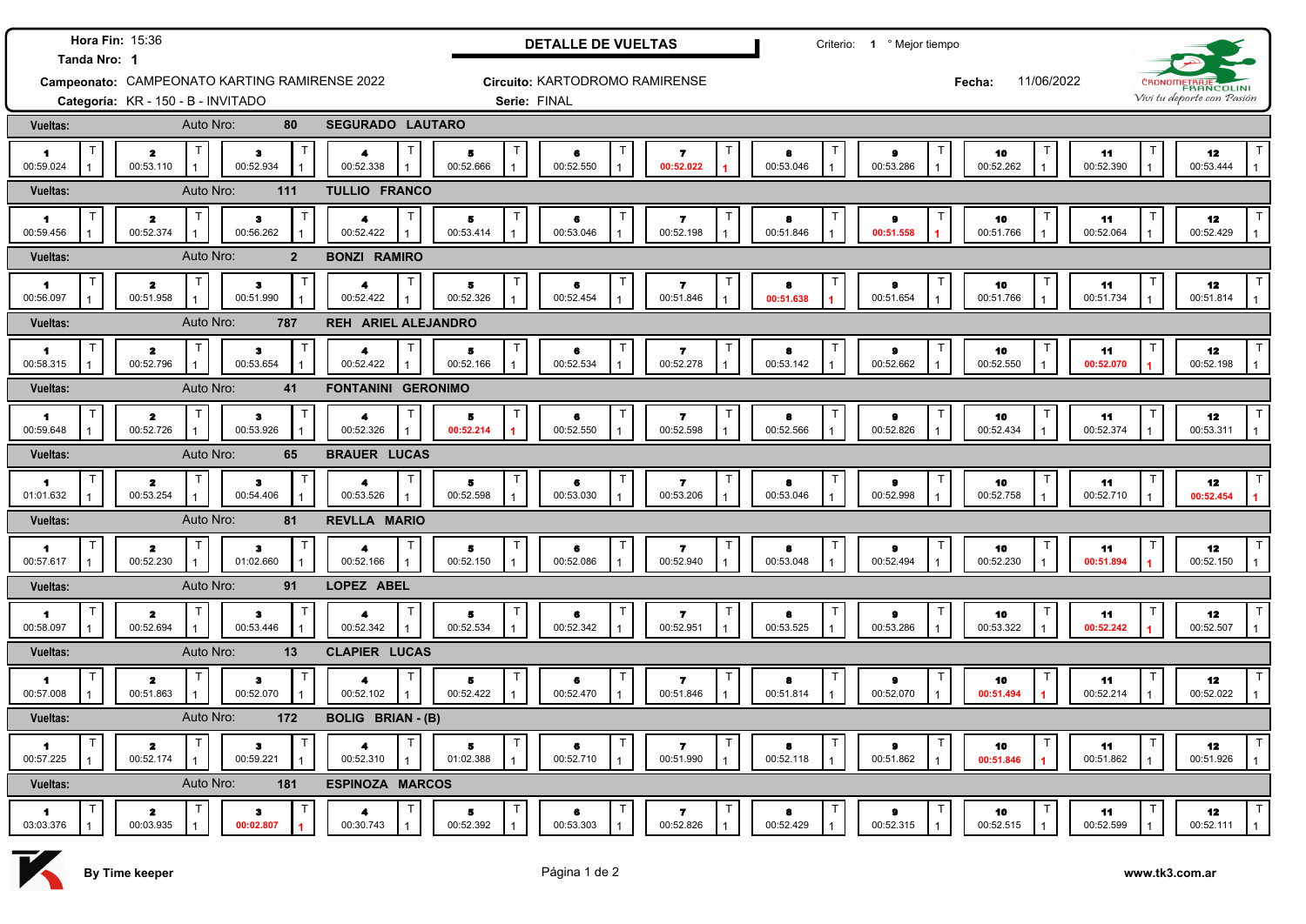**Hora Fin:** 15:36
**Tanda Nro:** 1

## DETALLE DE VUELTAS

Criterio: 1 ° Mejor tiempo

**Campeonato:** CAMPEONATO KARTING RAMIRENSE 2022
**Circuito:** KARTODROMO RAMIRENSE
**Fecha:** 11/06/2022
**Categoría:** KR - 150 - B - INVITADO
**Serie:** FINAL

CRONOMETRAJE FRANCOLINI
*Vivi tu deporte con Pasión*

| Auto Nro | Piloto | 1 | 2 | 3 | 4 | 5 | 6 | 7 | 8 | 9 | 10 | 11 | 12 |
|---|---|---|---|---|---|---|---|---|---|---|---|---|---|
| 80 | SEGURADO LAUTARO | 00:59.024 | 00:53.110 | 00:52.934 | 00:52.338 | 00:52.666 | 00:52.550 | **00:52.022** | 00:53.046 | 00:53.286 | 00:52.262 | 00:52.390 | 00:53.444 |
| 111 | TULLIO FRANCO | 00:59.456 | 00:52.374 | 00:56.262 | 00:52.422 | 00:53.414 | 00:53.046 | 00:52.198 | 00:51.846 | **00:51.558** | 00:51.766 | 00:52.064 | 00:52.429 |
| 2 | BONZI RAMIRO | 00:56.097 | 00:51.958 | 00:51.990 | 00:52.422 | 00:52.326 | 00:52.454 | 00:51.846 | **00:51.638** | 00:51.654 | 00:51.766 | 00:51.734 | 00:51.814 |
| 787 | REH ARIEL ALEJANDRO | 00:58.315 | 00:52.796 | 00:53.654 | 00:52.422 | 00:52.166 | 00:52.534 | 00:52.278 | 00:53.142 | 00:52.662 | 00:52.550 | **00:52.070** | 00:52.198 |
| 41 | FONTANINI GERONIMO | 00:59.648 | 00:52.726 | 00:53.926 | 00:52.326 | **00:52.214** | 00:52.550 | 00:52.598 | 00:52.566 | 00:52.826 | 00:52.434 | 00:52.374 | 00:53.311 |
| 65 | BRAUER LUCAS | 01:01.632 | 00:53.254 | 00:54.406 | 00:53.526 | 00:52.598 | 00:53.030 | 00:53.206 | 00:53.046 | 00:52.998 | 00:52.758 | 00:52.710 | **00:52.454** |
| 81 | REVLLA MARIO | 00:57.617 | 00:52.230 | 01:02.660 | 00:52.166 | 00:52.150 | 00:52.086 | 00:52.940 | 00:53.048 | 00:52.494 | 00:52.230 | **00:51.894** | 00:52.150 |
| 91 | LOPEZ ABEL | 00:58.097 | 00:52.694 | 00:53.446 | 00:52.342 | 00:52.534 | 00:52.342 | 00:52.951 | 00:53.525 | 00:53.286 | 00:53.322 | **00:52.242** | 00:52.507 |
| 13 | CLAPIER LUCAS | 00:57.008 | 00:51.863 | 00:52.070 | 00:52.102 | 00:52.422 | 00:52.470 | 00:51.846 | 00:51.814 | 00:52.070 | **00:51.494** | 00:52.214 | 00:52.022 |
| 172 | BOLIG BRIAN - (B) | 00:57.225 | 00:52.174 | 00:59.221 | 00:52.310 | 01:02.388 | 00:52.710 | 00:51.990 | 00:52.118 | 00:51.862 | **00:51.846** | 00:51.862 | 00:51.926 |
| 181 | ESPINOZA MARCOS | 03:03.376 | 00:03.935 | **00:02.807** | 00:30.743 | 00:52.392 | 00:53.303 | 00:52.826 | 00:52.429 | 00:52.315 | 00:52.515 | 00:52.599 | 00:52.111 |

By Time keeper

www.tk3.com.ar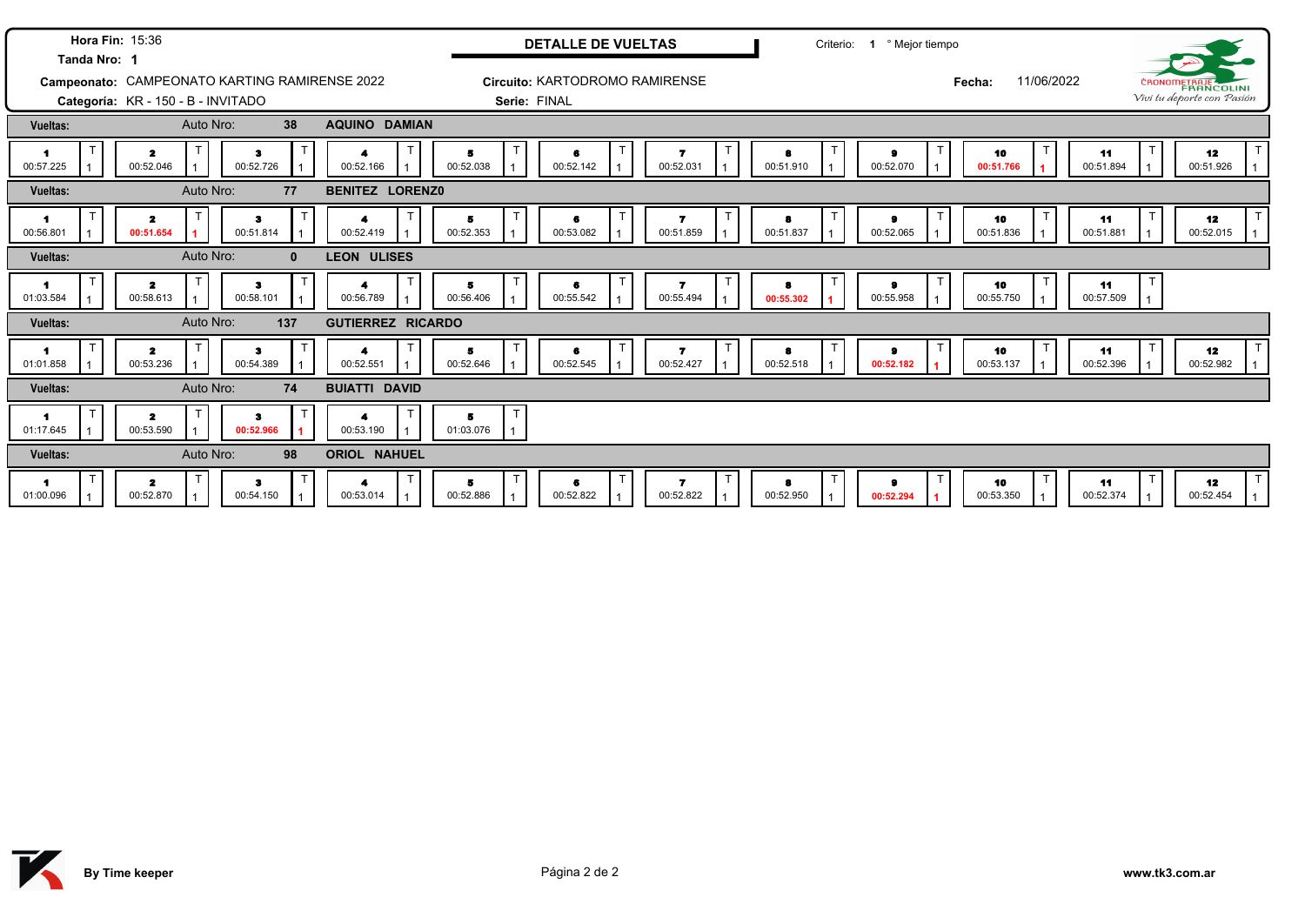**Hora Fin:** 15:36
**Tanda Nro:** 1

## DETALLE DE VUELTAS

Criterio: 1 ° Mejor tiempo

**Campeonato:** CAMPEONATO KARTING RAMIRENSE 2022
**Categoría:** KR - 150 - B - INVITADO

**Circuito:** KARTODROMO RAMIRENSE
**Serie:** FINAL

**Fecha:** 11/06/2022

CRONOMETRAJE FRANCOLINI
Vivi tu deporte con Pasión

**Vueltas:** Auto Nro: **38** **AQUINO DAMIAN**

| Vuelta | 1 | 2 | 3 | 4 | 5 | 6 | 7 | 8 | 9 | 10 | 11 | 12 |
|---|---|---|---|---|---|---|---|---|---|---|---|---|
| Tiempo | 00:57.225 | 00:52.046 | 00:52.726 | 00:52.166 | 00:52.038 | 00:52.142 | 00:52.031 | 00:51.910 | 00:52.070 | **00:51.766** | 00:51.894 | 00:51.926 |
| T | 1 | 1 | 1 | 1 | 1 | 1 | 1 | 1 | 1 | **1** | 1 | 1 |

**Vueltas:** Auto Nro: **77** **BENITEZ LORENZ0**

| Vuelta | 1 | 2 | 3 | 4 | 5 | 6 | 7 | 8 | 9 | 10 | 11 | 12 |
|---|---|---|---|---|---|---|---|---|---|---|---|---|
| Tiempo | 00:56.801 | **00:51.654** | 00:51.814 | 00:52.419 | 00:52.353 | 00:53.082 | 00:51.859 | 00:51.837 | 00:52.065 | 00:51.836 | 00:51.881 | 00:52.015 |
| T | 1 | **1** | 1 | 1 | 1 | 1 | 1 | 1 | 1 | 1 | 1 | 1 |

**Vueltas:** Auto Nro: **0** **LEON ULISES**

| Vuelta | 1 | 2 | 3 | 4 | 5 | 6 | 7 | 8 | 9 | 10 | 11 |
|---|---|---|---|---|---|---|---|---|---|---|---|
| Tiempo | 01:03.584 | 00:58.613 | 00:58.101 | 00:56.789 | 00:56.406 | 00:55.542 | 00:55.494 | **00:55.302** | 00:55.958 | 00:55.750 | 00:57.509 |
| T | 1 | 1 | 1 | 1 | 1 | 1 | 1 | **1** | 1 | 1 | 1 |

**Vueltas:** Auto Nro: **137** **GUTIERREZ RICARDO**

| Vuelta | 1 | 2 | 3 | 4 | 5 | 6 | 7 | 8 | 9 | 10 | 11 | 12 |
|---|---|---|---|---|---|---|---|---|---|---|---|---|
| Tiempo | 01:01.858 | 00:53.236 | 00:54.389 | 00:52.551 | 00:52.646 | 00:52.545 | 00:52.427 | 00:52.518 | **00:52.182** | 00:53.137 | 00:52.396 | 00:52.982 |
| T | 1 | 1 | 1 | 1 | 1 | 1 | 1 | 1 | **1** | 1 | 1 | 1 |

**Vueltas:** Auto Nro: **74** **BUIATTI DAVID**

| Vuelta | 1 | 2 | 3 | 4 | 5 |
|---|---|---|---|---|---|
| Tiempo | 01:17.645 | 00:53.590 | **00:52.966** | 00:53.190 | 01:03.076 |
| T | 1 | 1 | **1** | 1 | 1 |

**Vueltas:** Auto Nro: **98** **ORIOL NAHUEL**

| Vuelta | 1 | 2 | 3 | 4 | 5 | 6 | 7 | 8 | 9 | 10 | 11 | 12 |
|---|---|---|---|---|---|---|---|---|---|---|---|---|
| Tiempo | 01:00.096 | 00:52.870 | 00:54.150 | 00:53.014 | 00:52.886 | 00:52.822 | 00:52.822 | 00:52.950 | **00:52.294** | 00:53.350 | 00:52.374 | 00:52.454 |
| T | 1 | 1 | 1 | 1 | 1 | 1 | 1 | 1 | **1** | 1 | 1 | 1 |

**By Time keeper**

**www.tk3.com.ar**